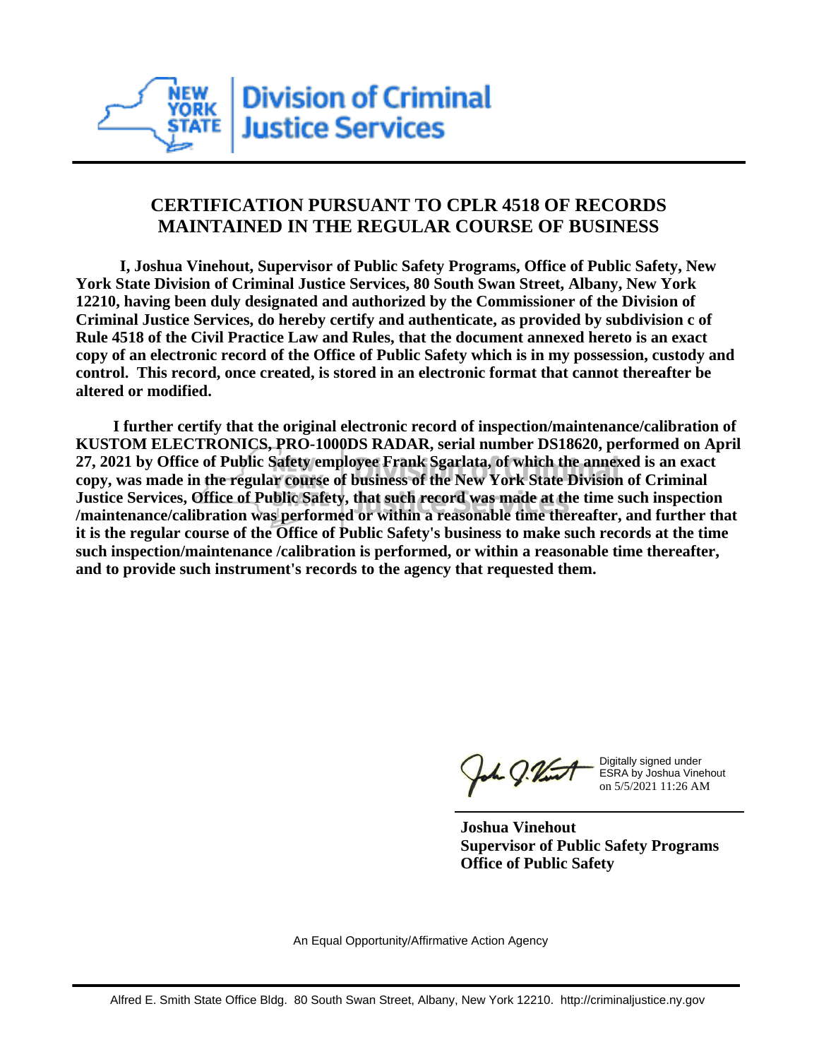# CERTIFICATION PURSUANT TO CPLR 4518 OF RECORDS MAINTAINED IN THE REGULAR COURSE OF BUSINESS

**I, Joshua Vinehout, Supervisor of Public Safety Programs, Office of Public Safety, New York State Division of Criminal Justice Services, 80 South Swan Street, Albany, New York 12210, having been duly designated and authorized by the Commissioner of the Division of Criminal Justice Services, do hereby certify and authenticate, as provided by subdivision c of Rule 4518 of the Civil Practice Law and Rules, that the document annexed hereto is an exact copy of an electronic record of the Office of Public Safety which is in my possession, custody and control. This record, once created, is stored in an electronic format that cannot thereafter be altered or modified.**

**I further certify that the original electronic record of inspection/maintenance/calibration of KUSTOM ELECTRONICS, PRO-1000DS RADAR, serial number DS18620, performed on April 27, 2021 by Office of Public Safety employee Frank Sgarlata, of which the annexed is an exact copy, was made in the regular course of business of the New York State Division of Criminal Justice Services, Office of Public Safety, that such record was made at the time such inspection /maintenance/calibration was performed or within a reasonable time thereafter, and further that it is the regular course of the Office of Public Safety's business to make such records at the time such inspection/maintenance /calibration is performed, or within a reasonable time thereafter, and to provide such instrument's records to the agency that requested them.**

Digitally signed under ESRA by Joshua Vinehout on 5/5/2021 11:26 AM

**Joshua Vinehout**
**Supervisor of Public Safety Programs**
**Office of Public Safety**

An Equal Opportunity/Affirmative Action Agency

Alfred E. Smith State Office Bldg. 80 South Swan Street, Albany, New York 12210. http://criminaljustice.ny.gov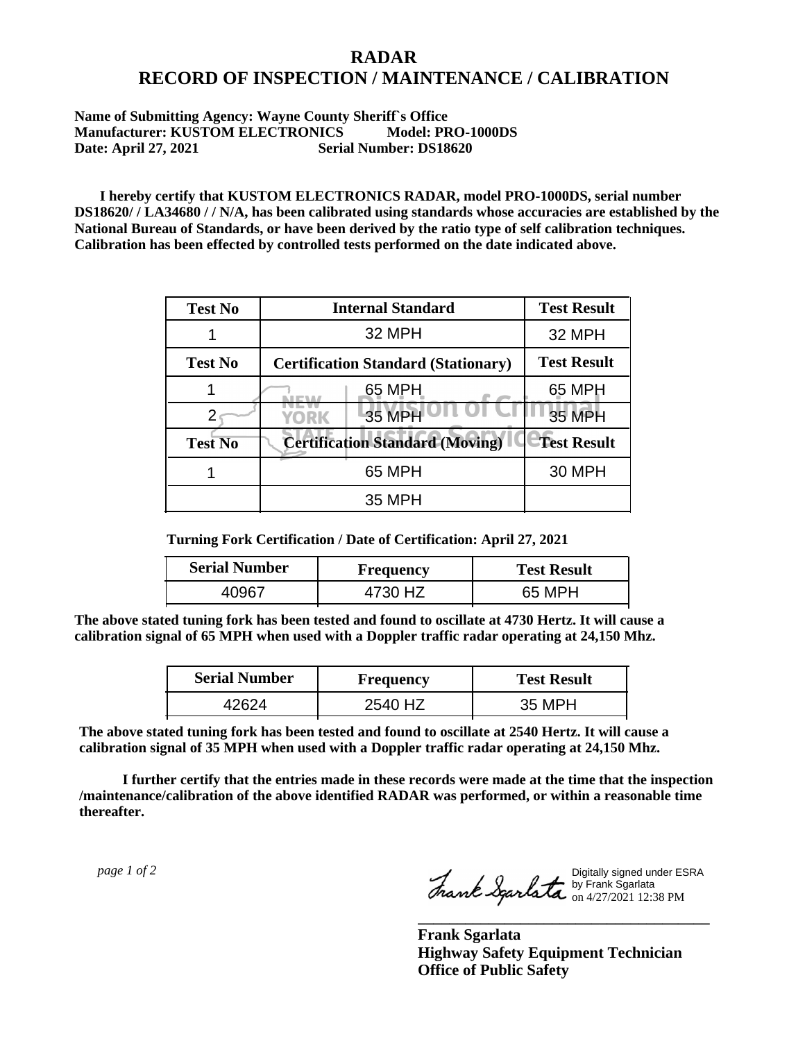# RADAR
# RECORD OF INSPECTION / MAINTENANCE / CALIBRATION

**Name of Submitting Agency: Wayne County Sheriff`s Office**
**Manufacturer: KUSTOM ELECTRONICS Model: PRO-1000DS**
**Date: April 27, 2021 Serial Number: DS18620**

**I hereby certify that KUSTOM ELECTRONICS RADAR, model PRO-1000DS, serial number DS18620/ / LA34680 / / N/A, has been calibrated using standards whose accuracies are established by the National Bureau of Standards, or have been derived by the ratio type of self calibration techniques. Calibration has been effected by controlled tests performed on the date indicated above.**

| Test No | Internal Standard | Test Result |
| --- | --- | --- |
| 1 | 32 MPH | 32 MPH |
| **Test No** | **Certification Standard (Stationary)** | **Test Result** |
| 1 | 65 MPH | 65 MPH |
| 2 | 35 MPH | 35 MPH |
| **Test No** | **Certification Standard (Moving)** | **Test Result** |
| 1 | 65 MPH | 30 MPH |
| | 35 MPH | |

**Turning Fork Certification / Date of Certification: April 27, 2021**

| Serial Number | Frequency | Test Result |
| --- | --- | --- |
| 40967 | 4730 HZ | 65 MPH |

**The above stated tuning fork has been tested and found to oscillate at 4730 Hertz. It will cause a calibration signal of 65 MPH when used with a Doppler traffic radar operating at 24,150 Mhz.**

| Serial Number | Frequency | Test Result |
| --- | --- | --- |
| 42624 | 2540 HZ | 35 MPH |

**The above stated tuning fork has been tested and found to oscillate at 2540 Hertz. It will cause a calibration signal of 35 MPH when used with a Doppler traffic radar operating at 24,150 Mhz.**

**I further certify that the entries made in these records were made at the time that the inspection /maintenance/calibration of the above identified RADAR was performed, or within a reasonable time thereafter.**

*page 1 of 2*

Digitally signed under ESRA by Frank Sgarlata on 4/27/2021 12:38 PM

**Frank Sgarlata**
**Highway Safety Equipment Technician**
**Office of Public Safety**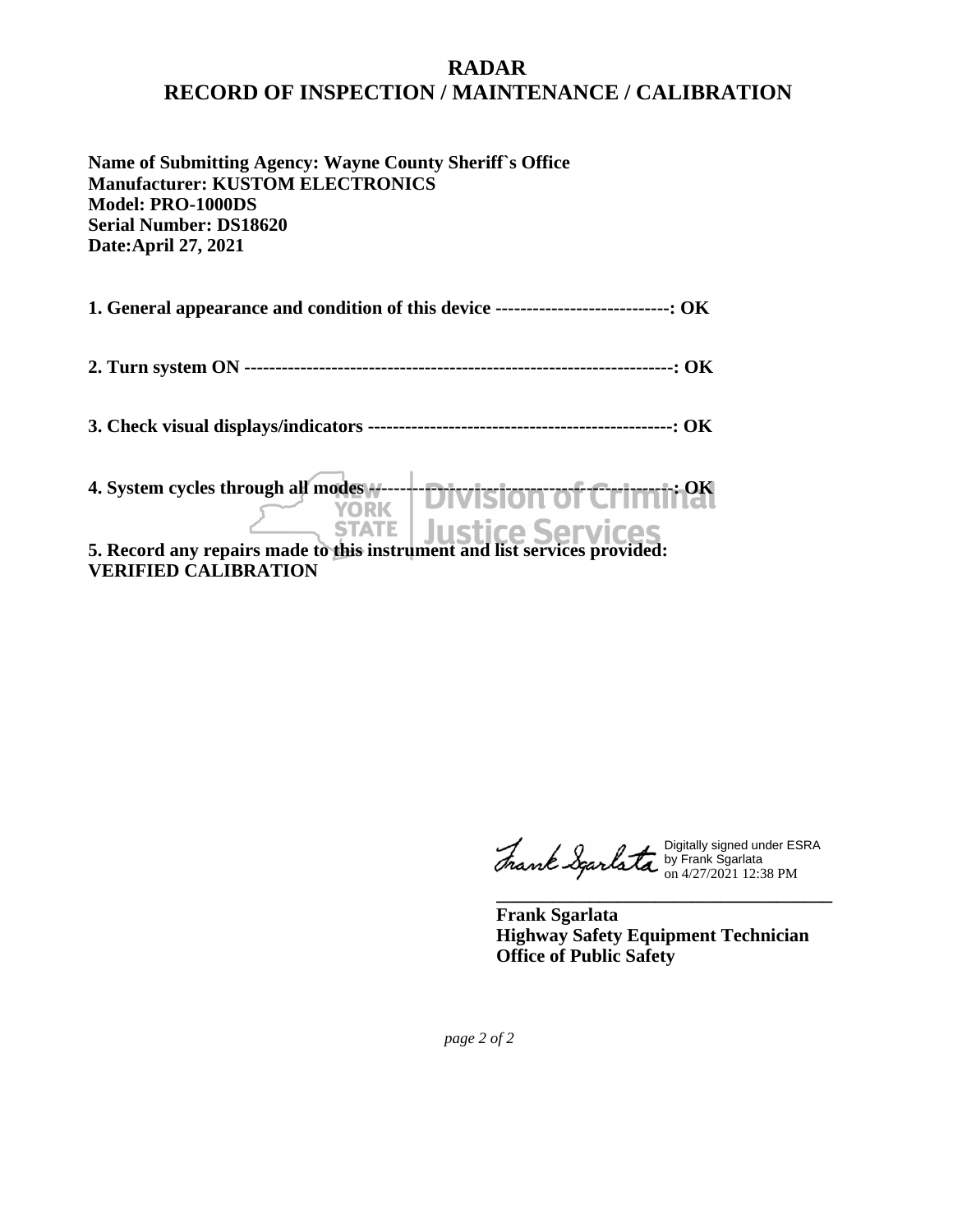# RADAR
# RECORD OF INSPECTION / MAINTENANCE / CALIBRATION

**Name of Submitting Agency: Wayne County Sheriff`s Office**
**Manufacturer: KUSTOM ELECTRONICS**
**Model: PRO-1000DS**
**Serial Number: DS18620**
**Date:April 27, 2021**

**1. General appearance and condition of this device ----------------------------: OK**

**2. Turn system ON -------------------------------------------------------------------: OK**

**3. Check visual displays/indicators -------------------------------------------------: OK**

**4. System cycles through all modes -----------------------------------------------: OK**

**5. Record any repairs made to this instrument and list services provided:**
**VERIFIED CALIBRATION**

Digitally signed under ESRA by Frank Sgarlata on 4/27/2021 12:38 PM

**Frank Sgarlata**
**Highway Safety Equipment Technician**
**Office of Public Safety**